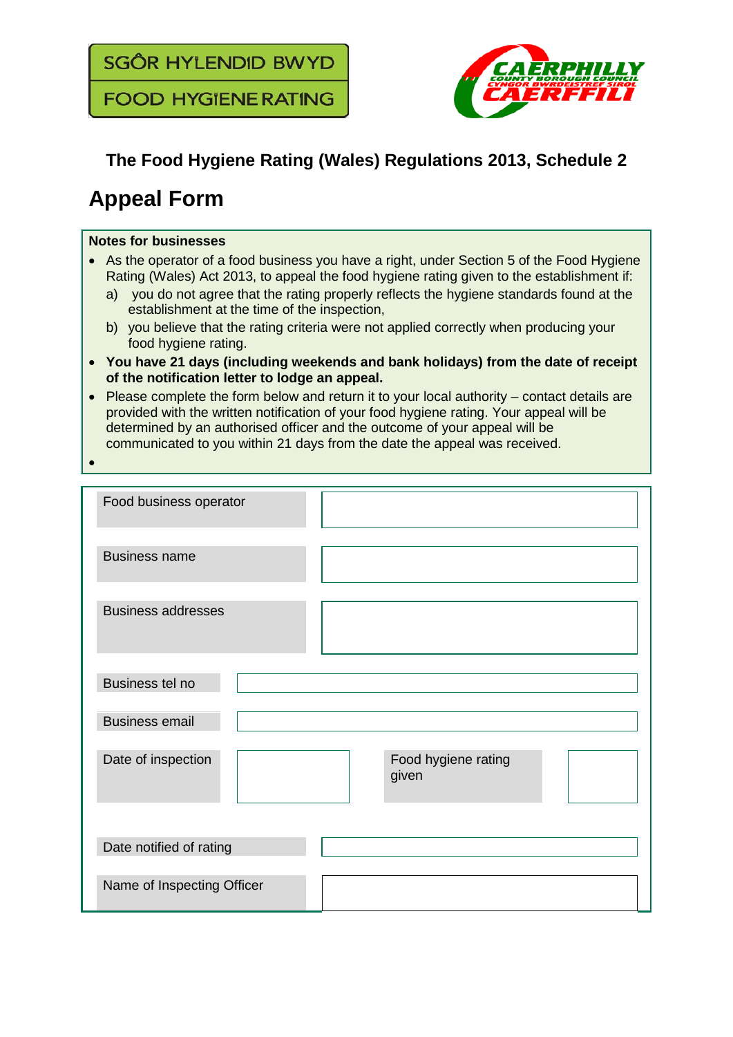SGÔR HYLENDID BWYD

FOOD HYGIENE RATING

CAERPHILLY COUNTY BOROUGH COUNCIL
CYNGOR BWRDEISTREF SIROL CAERFFILI

### The Food Hygiene Rating (Wales) Regulations 2013, Schedule 2

# Appeal Form

**Notes for businesses**

- As the operator of a food business you have a right, under Section 5 of the Food Hygiene Rating (Wales) Act 2013, to appeal the food hygiene rating given to the establishment if:
  a) you do not agree that the rating properly reflects the hygiene standards found at the establishment at the time of the inspection,
  b) you believe that the rating criteria were not applied correctly when producing your food hygiene rating.
- **You have 21 days (including weekends and bank holidays) from the date of receipt of the notification letter to lodge an appeal.**
- Please complete the form below and return it to your local authority – contact details are provided with the written notification of your food hygiene rating. Your appeal will be determined by an authorised officer and the outcome of your appeal will be communicated to you within 21 days from the date the appeal was received.

| | | | |
|---|---|---|---|
| Food business operator | | | |
| Business name | | | |
| Business addresses | | | |
| Business tel no | | | |
| Business email | | | |
| Date of inspection | | Food hygiene rating given | |
| Date notified of rating | | | |
| Name of Inspecting Officer | | | |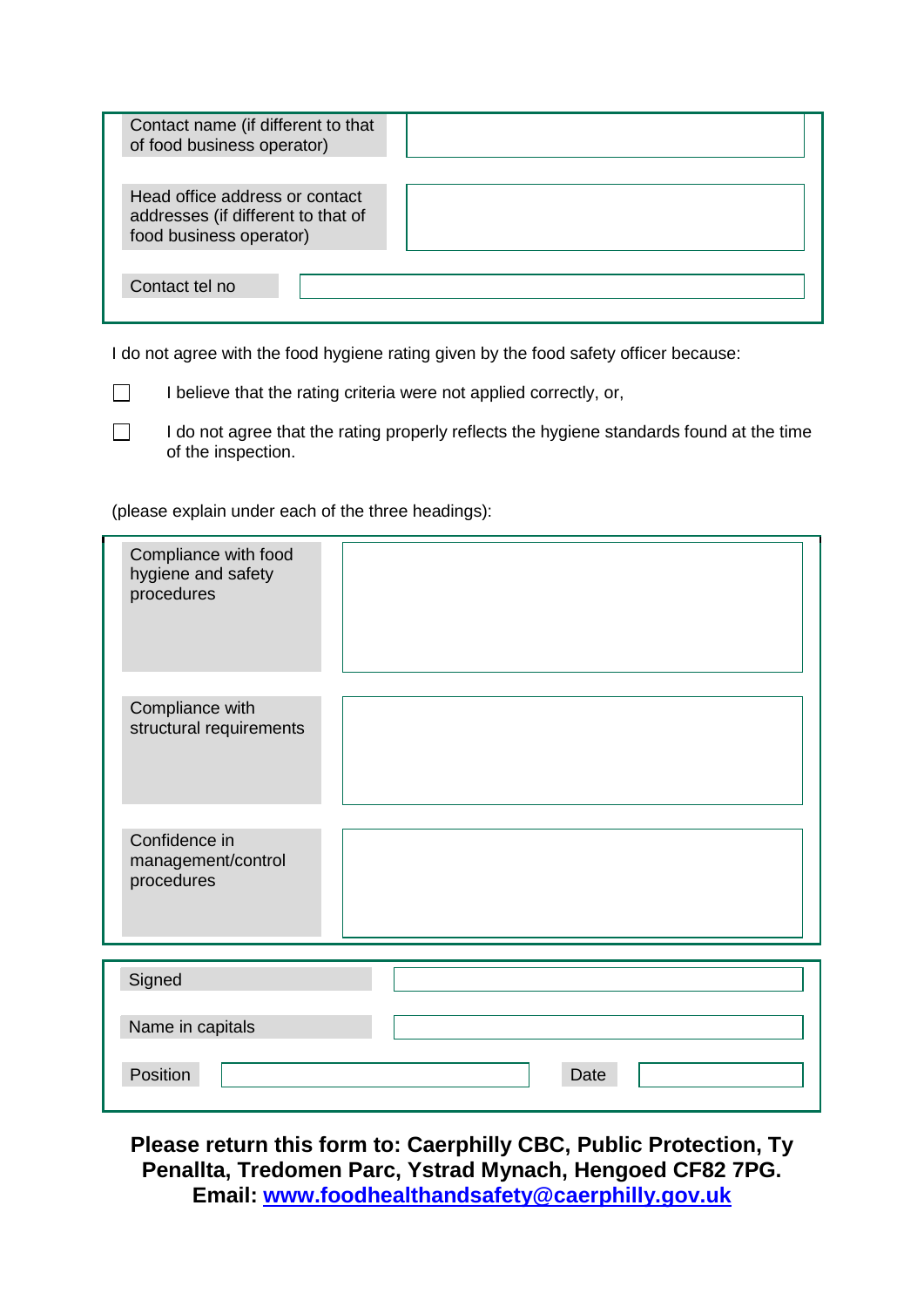| | |
|---|---|
| Contact name (if different to that of food business operator) | |
| Head office address or contact addresses (if different to that of food business operator) | |
| Contact tel no | |

I do not agree with the food hygiene rating given by the food safety officer because:

☐ I believe that the rating criteria were not applied correctly, or,

☐ I do not agree that the rating properly reflects the hygiene standards found at the time of the inspection.

(please explain under each of the three headings):

| | |
|---|---|
| Compliance with food hygiene and safety procedures | |
| Compliance with structural requirements | |
| Confidence in management/control procedures | |

| | | | |
|---|---|---|---|
| Signed | | | |
| Name in capitals | | | |
| Position | | Date | |

**Please return this form to: Caerphilly CBC, Public Protection, Ty Penallta, Tredomen Parc, Ystrad Mynach, Hengoed CF82 7PG.**
**Email: www.foodhealthandsafety@caerphilly.gov.uk**